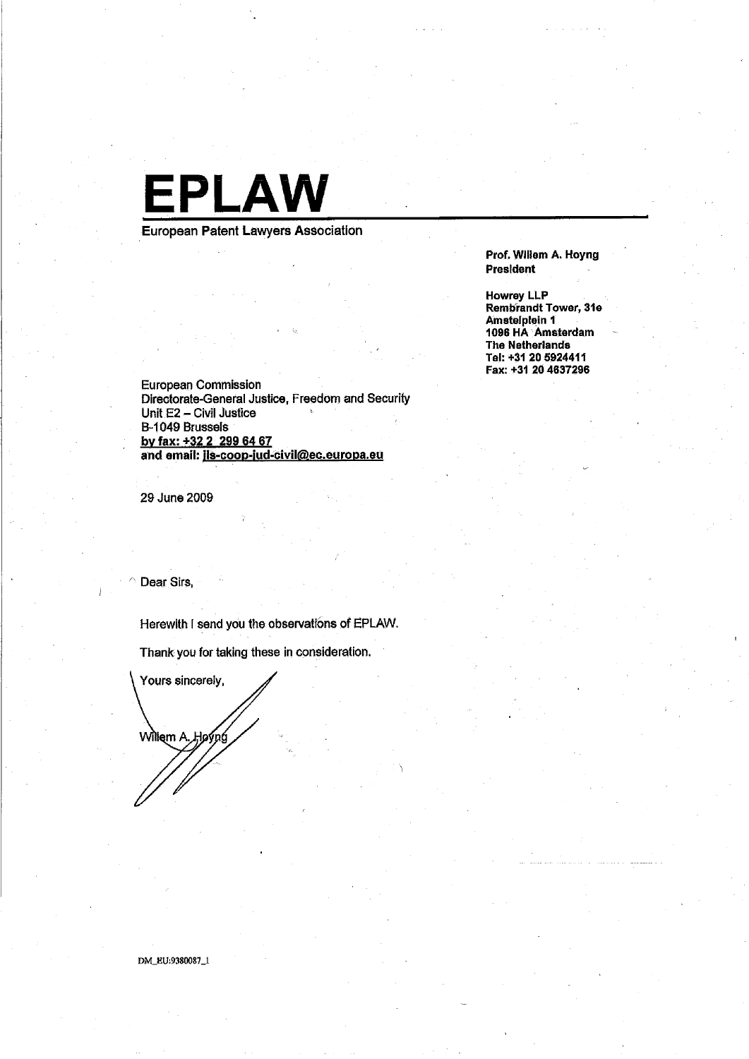# EPLAW

European Patent Lawyers Association

**Prof. Willem A. Hoyng**
**President**

**Howrey LLP**
**Rembrandt Tower, 31e**
**Amstelplein 1**
**1096 HA Amsterdam**
**The Netherlands**
**Tel: +31 20 5924411**
**Fax: +31 20 4637296**

European Commission
Directorate-General Justice, Freedom and Security
Unit E2 – Civil Justice
B-1049 Brussels
**by fax: +32 2 299 64 67**
**and email: jls-coop-jud-civil@ec.europa.eu**

29 June 2009

Dear Sirs,

Herewith I send you the observations of EPLAW.

Thank you for taking these in consideration.

Yours sincerely,

Willem A. Hoyng

DM_EU:9380087_1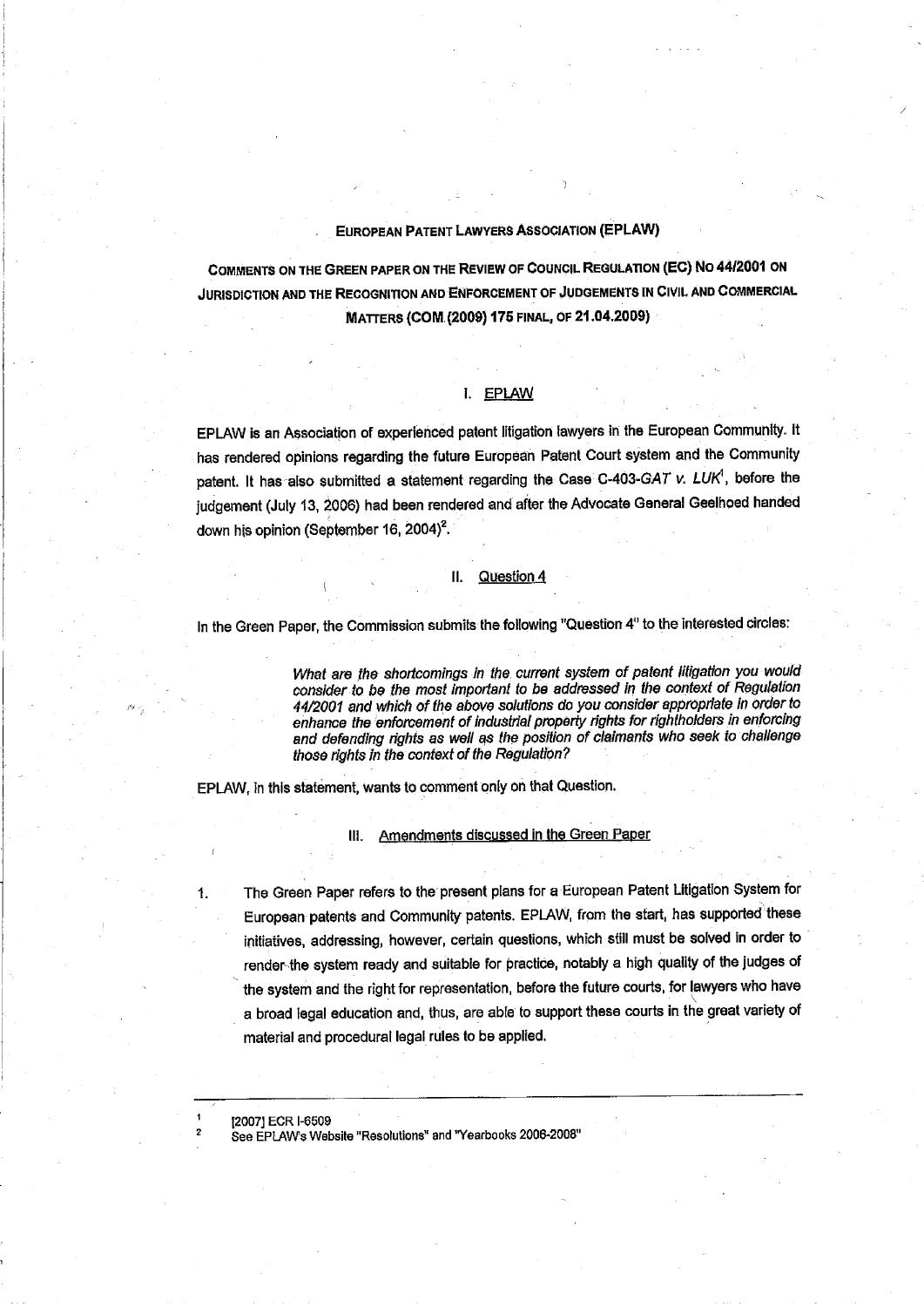EUROPEAN PATENT LAWYERS ASSOCIATION (EPLAW)

# COMMENTS ON THE GREEN PAPER ON THE REVIEW OF COUNCIL REGULATION (EC) NO 44/2001 ON JURISDICTION AND THE RECOGNITION AND ENFORCEMENT OF JUDGEMENTS IN CIVIL AND COMMERCIAL MATTERS (COM (2009) 175 FINAL, OF 21.04.2009)

## I. EPLAW

EPLAW is an Association of experienced patent litigation lawyers in the European Community. It has rendered opinions regarding the future European Patent Court system and the Community patent. It has also submitted a statement regarding the Case C-403-*GAT v. LUK*[1], before the judgement (July 13, 2006) had been rendered and after the Advocate General Geelhoed handed down his opinion (September 16, 2004)[2].

## II. Question 4

In the Green Paper, the Commission submits the following "Question 4" to the interested circles:

> *What are the shortcomings in the current system of patent litigation you would consider to be the most important to be addressed in the context of Regulation 44/2001 and which of the above solutions do you consider appropriate in order to enhance the enforcement of industrial property rights for rightholders in enforcing and defending rights as well as the position of claimants who seek to challenge those rights in the context of the Regulation?*

EPLAW, in this statement, wants to comment only on that Question.

## III. Amendments discussed in the Green Paper

1. The Green Paper refers to the present plans for a European Patent Litigation System for European patents and Community patents. EPLAW, from the start, has supported these initiatives, addressing, however, certain questions, which still must be solved in order to render the system ready and suitable for practice, notably a high quality of the judges of the system and the right for representation, before the future courts, for lawyers who have a broad legal education and, thus, are able to support these courts in the great variety of material and procedural legal rules to be applied.

---

[1] [2007] ECR I-6509

[2] See EPLAW's Website "Resolutions" and "Yearbooks 2006-2008"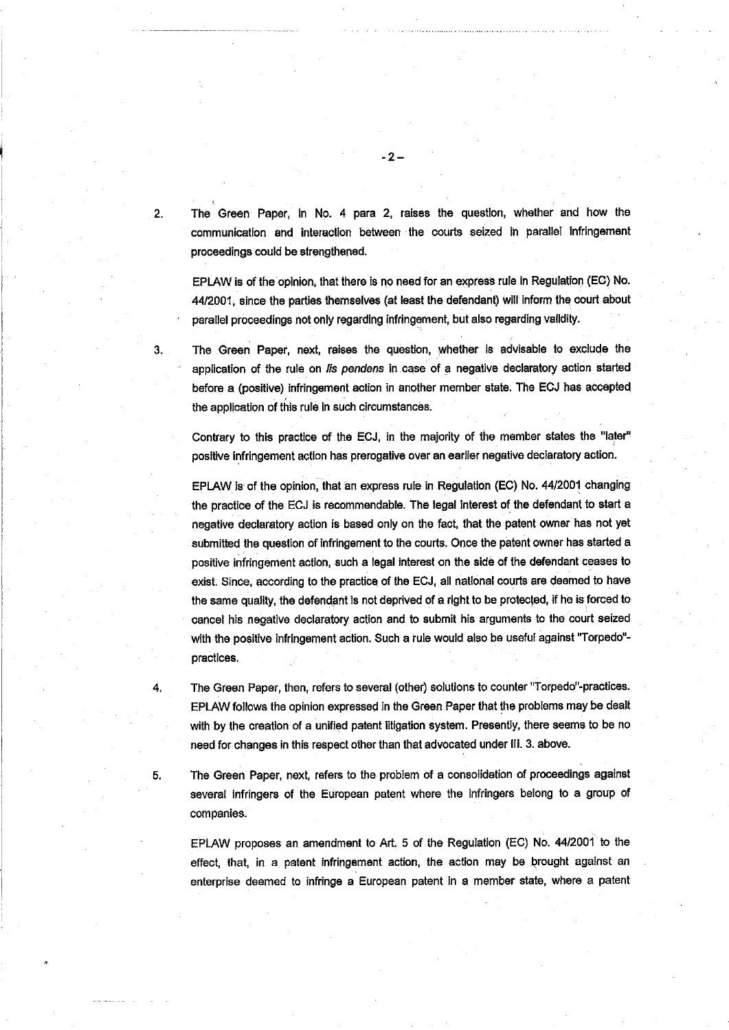2. The Green Paper, in No. 4 para 2, raises the question, whether and how the communication and interaction between the courts seized in parallel infringement proceedings could be strengthened.

   EPLAW is of the opinion, that there is no need for an express rule in Regulation (EC) No. 44/2001, since the parties themselves (at least the defendant) will inform the court about parallel proceedings not only regarding infringement, but also regarding validity.

3. The Green Paper, next, raises the question, whether is advisable to exclude the application of the rule on *lis pendens* in case of a negative declaratory action started before a (positive) infringement action in another member state. The ECJ has accepted the application of this rule in such circumstances.

   Contrary to this practice of the ECJ, in the majority of the member states the "later" positive infringement action has prerogative over an earlier negative declaratory action.

   EPLAW is of the opinion, that an express rule in Regulation (EC) No. 44/2001 changing the practice of the ECJ is recommendable. The legal interest of the defendant to start a negative declaratory action is based only on the fact, that the patent owner has not yet submitted the question of infringement to the courts. Once the patent owner has started a positive infringement action, such a legal interest on the side of the defendant ceases to exist. Since, according to the practice of the ECJ, all national courts are deemed to have the same quality, the defendant is not deprived of a right to be protected, if he is forced to cancel his negative declaratory action and to submit his arguments to the court seized with the positive infringement action. Such a rule would also be useful against "Torpedo"-practices.

4. The Green Paper, then, refers to several (other) solutions to counter "Torpedo"-practices. EPLAW follows the opinion expressed in the Green Paper that the problems may be dealt with by the creation of a unified patent litigation system. Presently, there seems to be no need for changes in this respect other than that advocated under III. 3. above.

5. The Green Paper, next, refers to the problem of a consolidation of proceedings against several infringers of the European patent where the infringers belong to a group of companies.

   EPLAW proposes an amendment to Art. 5 of the Regulation (EC) No. 44/2001 to the effect, that, in a patent infringement action, the action may be brought against an enterprise deemed to infringe a European patent in a member state, where a patent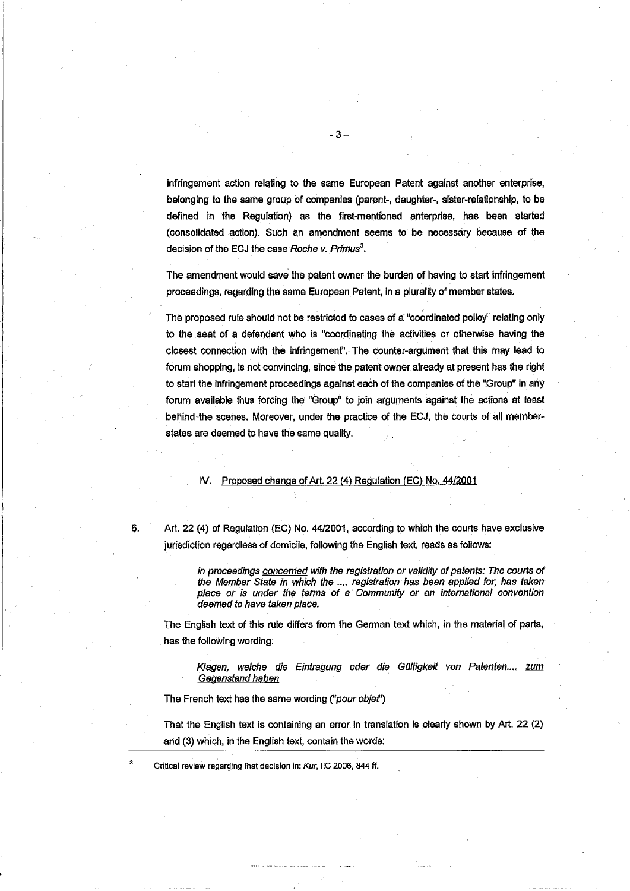infringement action relating to the same European Patent against another enterprise, belonging to the same group of companies (parent-, daughter-, sister-relationship, to be defined in the Regulation) as the first-mentioned enterprise, has been started (consolidated action). Such an amendment seems to be necessary because of the decision of the ECJ the case *Roche v. Primus*[3].

The amendment would save the patent owner the burden of having to start infringement proceedings, regarding the same European Patent, in a plurality of member states.

The proposed rule should not be restricted to cases of a "coordinated policy" relating only to the seat of a defendant who is "coordinating the activities or otherwise having the closest connection with the infringement". The counter-argument that this may lead to forum shopping, is not convincing, since the patent owner already at present has the right to start the infringement proceedings against each of the companies of the "Group" in any forum available thus forcing the "Group" to join arguments against the actions at least behind the scenes. Moreover, under the practice of the ECJ, the courts of all member-states are deemed to have the same quality.

## IV. Proposed change of Art. 22 (4) Regulation (EC) No. 44/2001

6. Art. 22 (4) of Regulation (EC) No. 44/2001, according to which the courts have exclusive jurisdiction regardless of domicile, following the English text, reads as follows:

> *in proceedings concerned with the registration or validity of patents: The courts of the Member State in which the .... registration has been applied for, has taken place or is under the terms of a Community or an international convention deemed to have taken place.*

The English text of this rule differs from the German text which, in the material of parts, has the following wording:

> *Klagen, welche die Eintragung oder die Gültigkeit von Patenten.... zum Gegenstand haben*

The French text has the same wording (*"pour objet"*)

That the English text is containing an error in translation is clearly shown by Art. 22 (2) and (3) which, in the English text, contain the words:

[3] Critical review regarding that decision in: *Kur*, IIC 2006, 844 ff.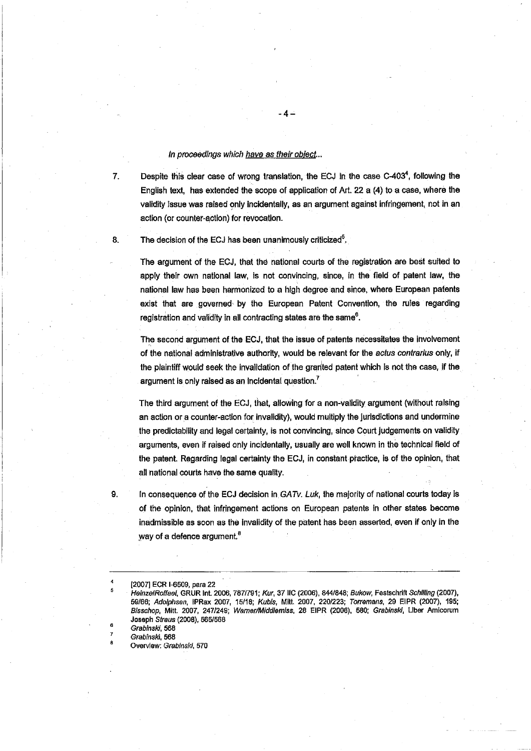*In proceedings which <u>have as their object</u>...*

7. Despite this clear case of wrong translation, the ECJ in the case C-403[4], following the English text, has extended the scope of application of Art. 22 a (4) to a case, where the validity issue was raised only incidentally, as an argument against infringement, not in an action (or counter-action) for revocation.

8. The decision of the ECJ has been unanimously criticized[5].

   The argument of the ECJ, that the national courts of the registration are best suited to apply their own national law, is not convincing, since, in the field of patent law, the national law has been harmonized to a high degree and since, where European patents exist that are governed by the European Patent Convention, the rules regarding registration and validity in all contracting states are the same[6].

   The second argument of the ECJ, that the issue of patents necessitates the involvement of the national administrative authority, would be relevant for the *actus contrarius* only, if the plaintiff would seek the invalidation of the granted patent which is not the case, if the argument is only raised as an incidental question.[7]

   The third argument of the ECJ, that, allowing for a non-validity argument (without raising an action or a counter-action for invalidity), would multiply the jurisdictions and undermine the predictability and legal certainty, is not convincing, since Court judgements on validity arguments, even if raised only incidentally, usually are well known in the technical field of the patent. Regarding legal certainty the ECJ, in constant practice, is of the opinion, that all national courts have the same quality.

9. In consequence of the ECJ decision in *GATv. Luk*, the majority of national courts today is of the opinion, that infringement actions on European patents in other states become inadmissible as soon as the invalidity of the patent has been asserted, even if only in the way of a defence argument.[8]

---

[4] [2007] ECR I-6509, para 22

[5] *Heinze/Roffael*, GRUR Int. 2006, 787/791; *Kur*, 37 IIC (2006), 844/848; *Bukow*, Festschrift *Schilling* (2007), 59/66; *Adolphsen*, IPRax 2007, 15/18; *Kubis*, Mitt. 2007, 220/223; *Torremans*, 29 EIPR (2007), 195; *Bisschop*, Mitt. 2007, 247/249; *Warner/Middlemiss*, 28 EIPR (2006), 580; *Grabinski*, Liber Amicorum Joseph *Straus* (2008), 565/568

[6] *Grabinski*, 568

[7] *Grabinski*, 568

[8] Overview: *Grabinski*, 570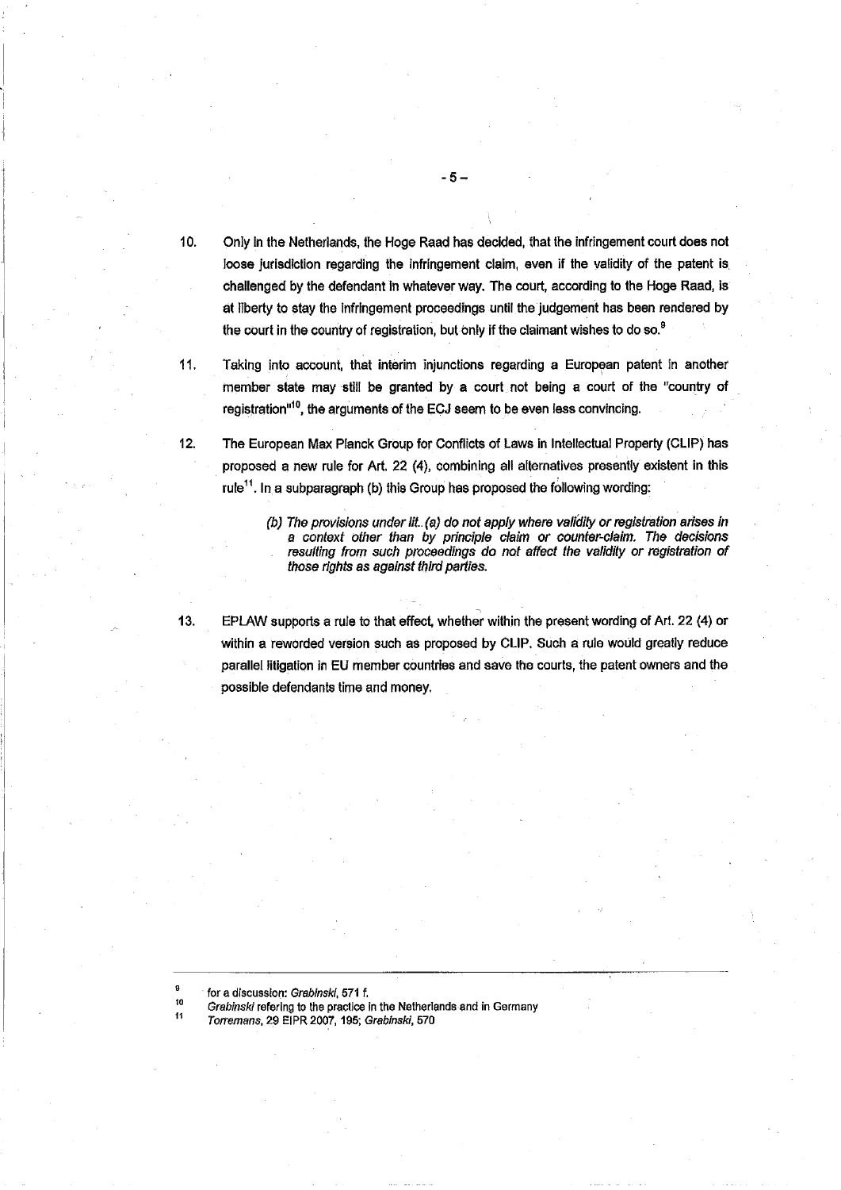10. Only in the Netherlands, the Hoge Raad has decided, that the infringement court does not loose jurisdiction regarding the infringement claim, even if the validity of the patent is challenged by the defendant in whatever way. The court, according to the Hoge Raad, is at liberty to stay the infringement proceedings until the judgement has been rendered by the court in the country of registration, but only if the claimant wishes to do so.[9]

11. Taking into account, that interim injunctions regarding a European patent in another member state may still be granted by a court not being a court of the "country of registration"[10], the arguments of the ECJ seem to be even less convincing.

12. The European Max Planck Group for Conflicts of Laws in Intellectual Property (CLIP) has proposed a new rule for Art. 22 (4), combining all alternatives presently existent in this rule[11]. In a subparagraph (b) this Group has proposed the following wording:

    > *(b) The provisions under lit. (a) do not apply where validity or registration arises in a context other than by principle claim or counter-claim. The decisions resulting from such proceedings do not affect the validity or registration of those rights as against third parties.*

13. EPLAW supports a rule to that effect, whether within the present wording of Art. 22 (4) or within a reworded version such as proposed by CLIP. Such a rule would greatly reduce parallel litigation in EU member countries and save the courts, the patent owners and the possible defendants time and money.

---

[9] for a discussion: *Grabinski*, 571 f.

[10] *Grabinski* refering to the practice in the Netherlands and in Germany

[11] *Torremans*, 29 EIPR 2007, 195; *Grabinski*, 570